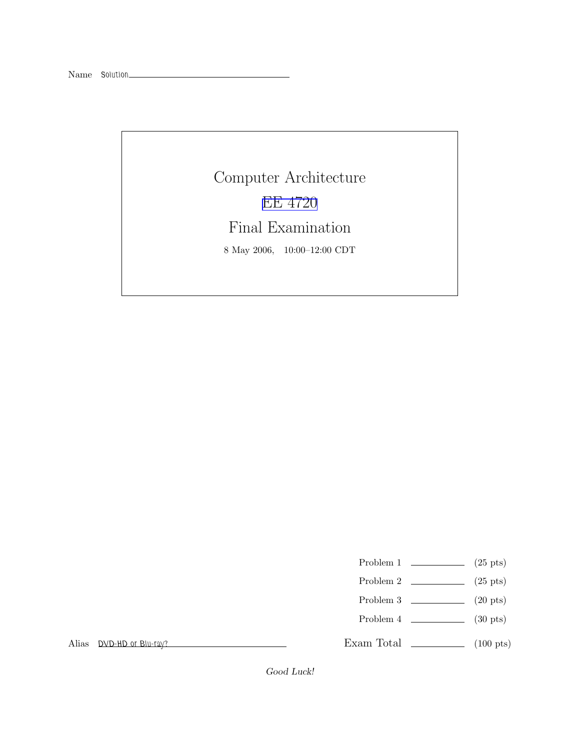Name Solution

# Computer Architecture

## EE 4720

## Final Examination

8 May 2006, 10:00–12:00 CDT

| | | |
|---|---|---|
| Problem 1 | \_\_\_\_\_\_\_\_ | (25 pts) |
| Problem 2 | \_\_\_\_\_\_\_\_ | (25 pts) |
| Problem 3 | \_\_\_\_\_\_\_\_ | (20 pts) |
| Problem 4 | \_\_\_\_\_\_\_\_ | (30 pts) |
| Exam Total | \_\_\_\_\_\_\_\_ | (100 pts) |

Alias DVD-HD or Blu-ray?

*Good Luck!*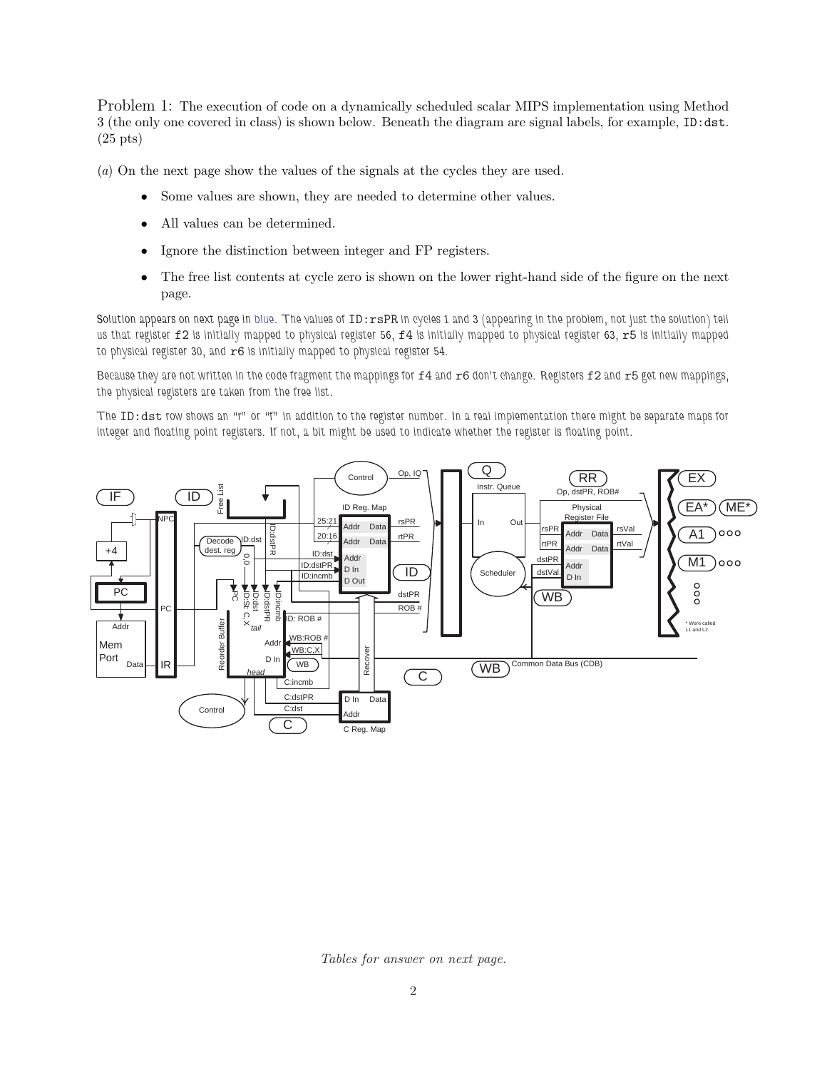Problem 1: The execution of code on a dynamically scheduled scalar MIPS implementation using Method 3 (the only one covered in class) is shown below. Beneath the diagram are signal labels, for example, `ID:dst`. (25 pts)

(*a*) On the next page show the values of the signals at the cycles they are used.

- Some values are shown, they are needed to determine other values.
- All values can be determined.
- Ignore the distinction between integer and FP registers.
- The free list contents at cycle zero is shown on the lower right-hand side of the figure on the next page.

Solution appears on next page in blue. The values of `ID:rsPR` in cycles 1 and 3 (appearing in the problem, not just the solution) tell us that register `f2` is initially mapped to physical register 56, `f4` is initially mapped to physical register 63, `r5` is initially mapped to physical register 30, and `r6` is initially mapped to physical register 54.

Because they are not written in the code fragment the mappings for `f4` and `r6` don't change. Registers `f2` and `r5` get new mappings, the physical registers are taken from the free list.

The `ID:dst` row shows an "r" or "f" in addition to the register number. In a real implementation there might be separate maps for integer and floating point registers. If not, a bit might be used to indicate whether the register is floating point.

*Tables for answer on next page.*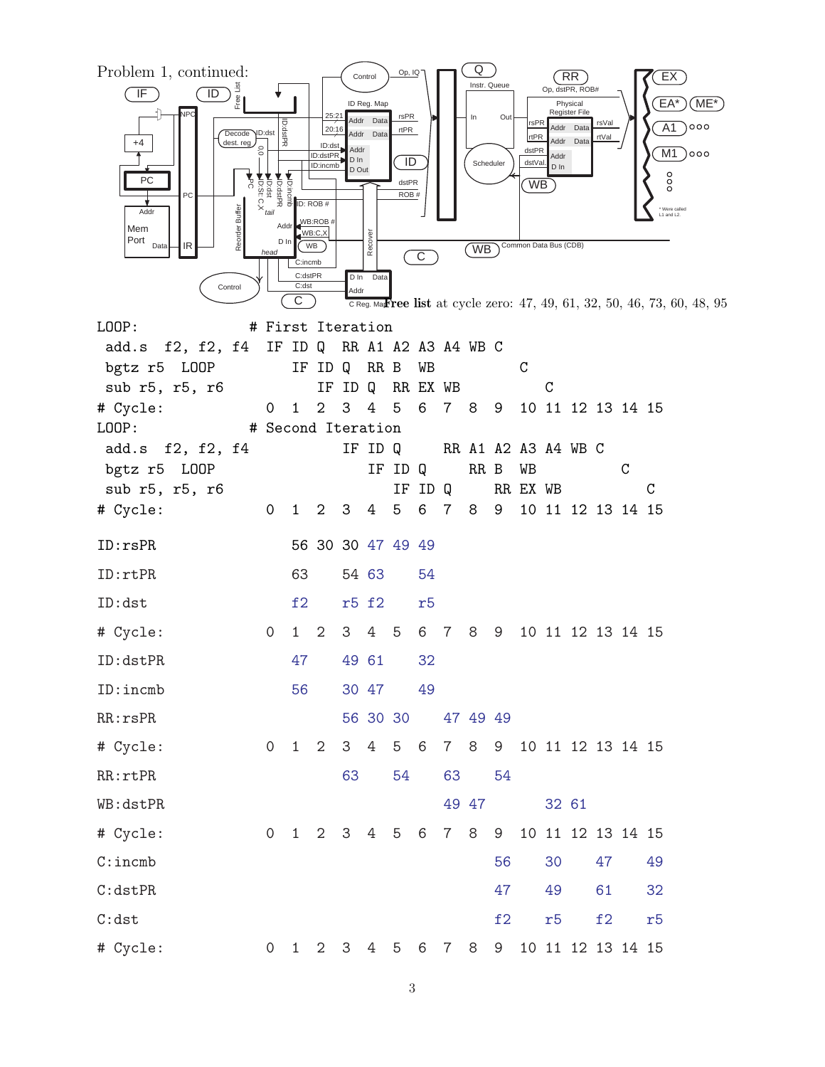Problem 1, continued:

Free list at cycle zero: 47, 49, 61, 32, 50, 46, 73, 60, 48, 95

```
LOOP:                  # First Iteration
 add.s  f2, f2, f4    IF ID Q  RR A1 A2 A3 A4 WB C
 bgtz r5  LOOP           IF ID Q  RR B  WB          C
 sub r5, r5, r6             IF ID Q  RR EX WB          C
# Cycle:              0  1  2  3  4  5  6  7  8  9  10 11 12 13 14 15
LOOP:                  # Second Iteration
 add.s  f2, f2, f4             IF ID Q     RR A1 A2 A3 A4 WB C
 bgtz r5  LOOP                    IF ID Q     RR B  WB          C
 sub r5, r5, r6                      IF ID Q     RR EX WB          C
# Cycle:              0  1  2  3  4  5  6  7  8  9  10 11 12 13 14 15

ID:rsPR                  56 30 30 47 49 49

ID:rtPR                  63    54 63    54

ID:dst                   f2    r5 f2    r5

# Cycle:              0  1  2  3  4  5  6  7  8  9  10 11 12 13 14 15

ID:dstPR                 47    49 61    32

ID:incmb                 56    30 47    49

RR:rsPR                        56 30 30    47 49 49

# Cycle:              0  1  2  3  4  5  6  7  8  9  10 11 12 13 14 15

RR:rtPR                        63    54    63    54

WB:dstPR                                   49 47       32 61

# Cycle:              0  1  2  3  4  5  6  7  8  9  10 11 12 13 14 15

C:incmb                                          56    30    47    49

C:dstPR                                          47    49    61    32

C:dst                                            f2    r5    f2    r5

# Cycle:              0  1  2  3  4  5  6  7  8  9  10 11 12 13 14 15
```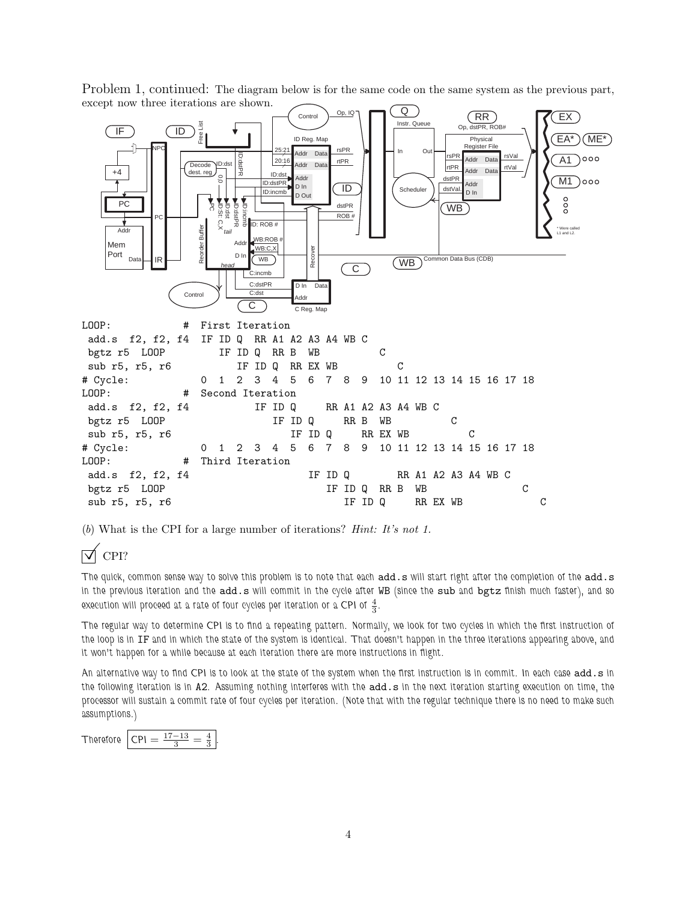Problem 1, continued: The diagram below is for the same code on the same system as the previous part, except now three iterations are shown.

```
LOOP:             #  First Iteration
 add.s  f2, f2, f4   IF ID Q  RR A1 A2 A3 A4 WB C
 bgtz r5  LOOP          IF ID Q  RR B  WB          C
 sub r5, r5, r6            IF ID Q  RR EX WB          C
# Cycle:             0  1  2  3  4  5  6  7  8  9  10 11 12 13 14 15 16 17 18
LOOP:             #  Second Iteration
 add.s  f2, f2, f4            IF ID Q     RR A1 A2 A3 A4 WB C
 bgtz r5  LOOP                   IF ID Q     RR B  WB          C
 sub r5, r5, r6                     IF ID Q     RR EX WB          C
# Cycle:             0  1  2  3  4  5  6  7  8  9  10 11 12 13 14 15 16 17 18
LOOP:             #  Third Iteration
 add.s  f2, f2, f4                        IF ID Q        RR A1 A2 A3 A4 WB C
 bgtz r5  LOOP                               IF ID Q  RR B  WB             C
 sub r5, r5, r6                                 IF ID Q     RR EX WB          C
```

(*b*) What is the CPI for a large number of iterations? *Hint: It's not 1.*

☑ CPI?

The quick, common sense way to solve this problem is to note that each `add.s` will start right after the completion of the `add.s` in the previous iteration and the `add.s` will commit in the cycle after WB (since the `sub` and `bgtz` finish much faster), and so execution will proceed at a rate of four cycles per iteration or a CPI of $\frac{4}{3}$.

The regular way to determine CPI is to find a repeating pattern. Normally, we look for two cycles in which the first instruction of the loop is in IF and in which the state of the system is identical. That doesn't happen in the three iterations appearing above, and it won't happen for a while because at each iteration there are more instructions in flight.

An alternative way to find CPI is to look at the state of the system when the first instruction is in commit. In each case `add.s` in the following iteration is in A2. Assuming nothing interferes with the `add.s` in the next iteration starting execution on time, the processor will sustain a commit rate of four cycles per iteration. (Note that with the regular technique there is no need to make such assumptions.)

Therefore $\boxed{\text{CPI} = \frac{17-13}{3} = \frac{4}{3}}$.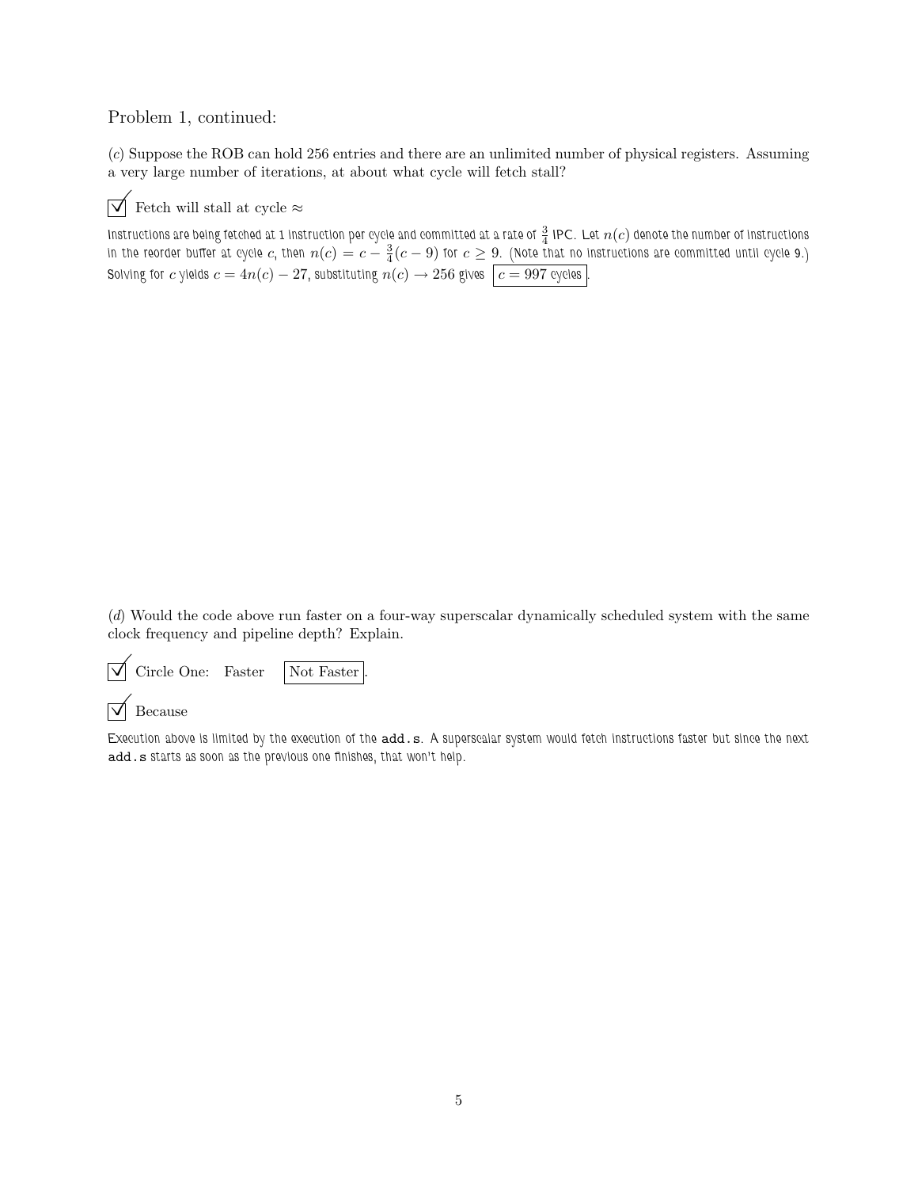Problem 1, continued:

(*c*) Suppose the ROB can hold 256 entries and there are an unlimited number of physical registers. Assuming a very large number of iterations, at about what cycle will fetch stall?

☑ Fetch will stall at cycle ≈

Instructions are being fetched at 1 instruction per cycle and committed at a rate of $\frac{3}{4}$ IPC. Let $n(c)$ denote the number of instructions in the reorder buffer at cycle $c$, then $n(c) = c - \frac{3}{4}(c-9)$ for $c \geq 9$. (Note that no instructions are committed until cycle 9.) Solving for $c$ yields $c = 4n(c) - 27$, substituting $n(c) \to 256$ gives $\boxed{c = 997 \text{ cycles}}$.

(*d*) Would the code above run faster on a four-way superscalar dynamically scheduled system with the same clock frequency and pipeline depth? Explain.

☑ Circle One: Faster **[Not Faster]**.

☑ Because

Execution above is limited by the execution of the `add.s`. A superscalar system would fetch instructions faster but since the next `add.s` starts as soon as the previous one finishes, that won't help.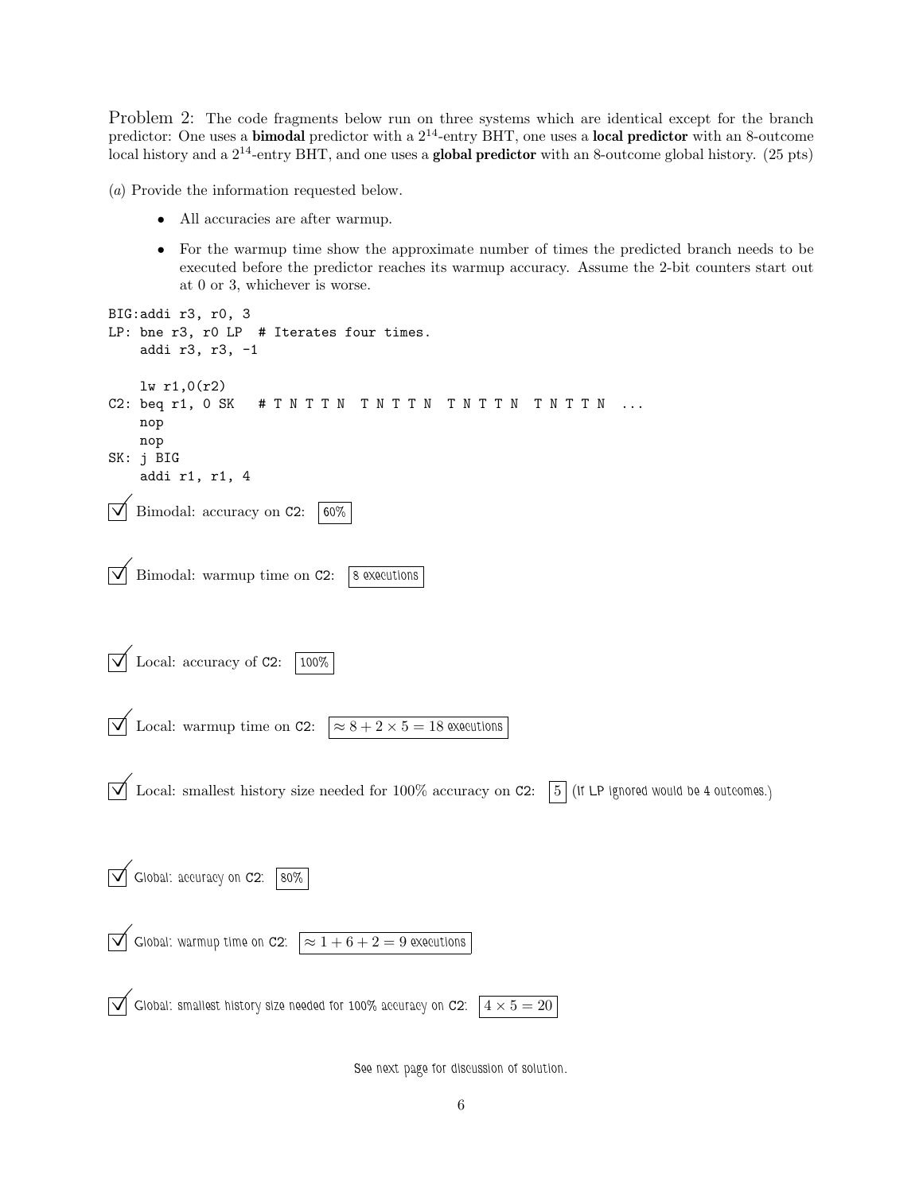Problem 2: The code fragments below run on three systems which are identical except for the branch predictor: One uses a **bimodal** predictor with a $2^{14}$-entry BHT, one uses a **local predictor** with an 8-outcome local history and a $2^{14}$-entry BHT, and one uses a **global predictor** with an 8-outcome global history. (25 pts)

(*a*) Provide the information requested below.

- All accuracies are after warmup.
- For the warmup time show the approximate number of times the predicted branch needs to be executed before the predictor reaches its warmup accuracy. Assume the 2-bit counters start out at 0 or 3, whichever is worse.

```
BIG:addi r3, r0, 3
LP: bne r3, r0 LP  # Iterates four times.
    addi r3, r3, -1

    lw r1,0(r2)
C2: beq r1, 0 SK   # T N T T N  T N T T N  T N T T N  T N T T N  ...
    nop
    nop
SK: j BIG
    addi r1, r1, 4
```

☑ Bimodal: accuracy on C2: 60%

☑ Bimodal: warmup time on C2: 8 executions

☑ Local: accuracy of C2: 100%

☑ Local: warmup time on C2: $\approx 8 + 2 \times 5 = 18$ executions

☑ Local: smallest history size needed for 100% accuracy on C2: 5 (If LP ignored would be 4 outcomes.)

☑ Global: accuracy on C2: 80%

☑ Global: warmup time on C2: $\approx 1 + 6 + 2 = 9$ executions

☑ Global: smallest history size needed for 100% accuracy on C2: $4 \times 5 = 20$

See next page for discussion of solution.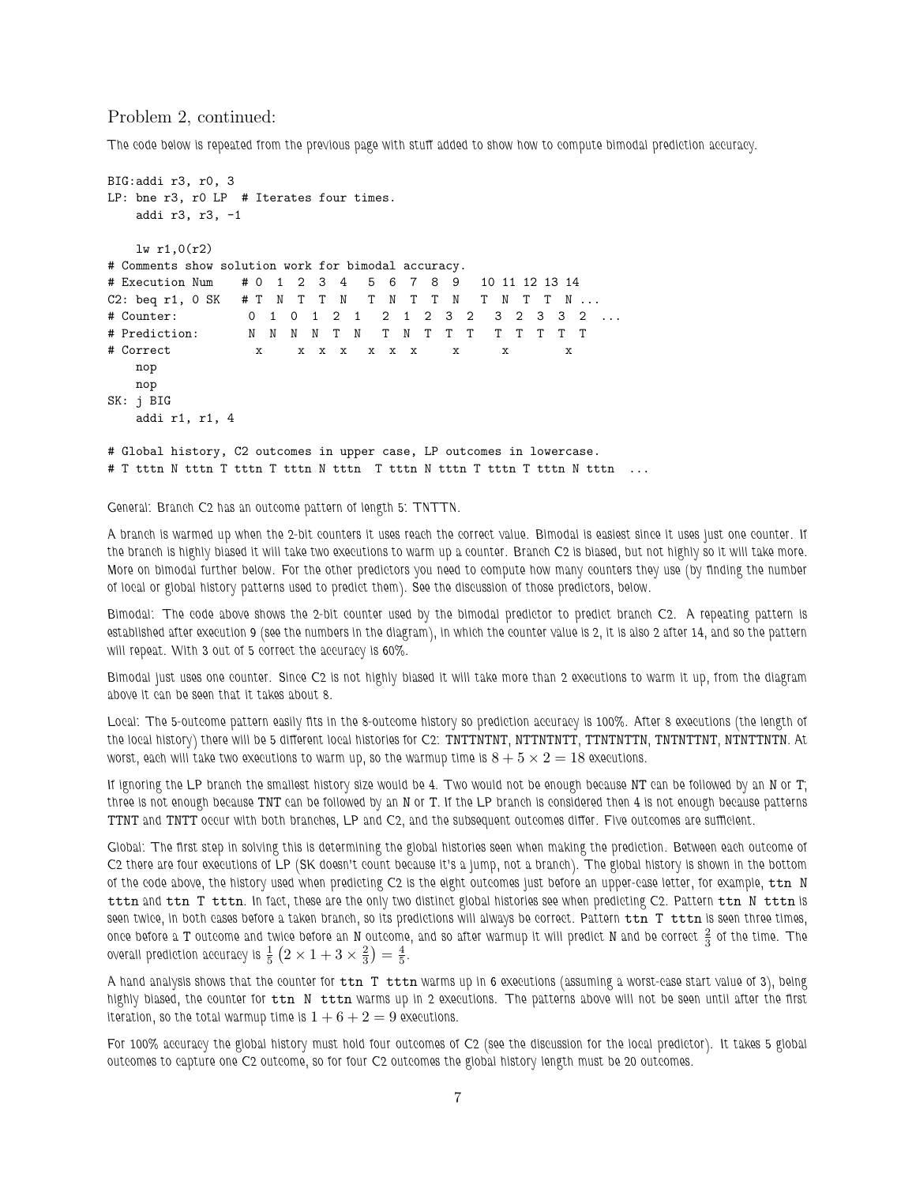Problem 2, continued:

The code below is repeated from the previous page with stuff added to show how to compute bimodal prediction accuracy.

```
BIG:addi r3, r0, 3
LP: bne r3, r0 LP  # Iterates four times.
    addi r3, r3, -1

    lw r1,0(r2)
# Comments show solution work for bimodal accuracy.
# Execution Num    # 0  1  2  3  4   5  6  7  8  9   10 11 12 13 14
C2: beq r1, 0 SK   # T  N  T  T  N   T  N  T  T  N   T  N  T  T  N ...
# Counter:          0  1  0  1  2  1   2  1  2  3  2   3  2  3  3  2  ...
# Prediction:       N  N  N  N  T  N   T  N  T  T  T   T  T  T  T  T
# Correct            x     x  x  x   x  x  x     x      x        x
    nop
    nop
SK: j BIG
    addi r1, r1, 4

# Global history, C2 outcomes in upper case, LP outcomes in lowercase.
# T tttn N tttn T tttn T tttn N tttn  T tttn N tttn T tttn T tttn N tttn  ...
```

General: Branch C2 has an outcome pattern of length 5: TNTTN.

A branch is warmed up when the 2-bit counters it uses reach the correct value. Bimodal is easiest since it uses just one counter. If the branch is highly biased it will take two executions to warm up a counter. Branch C2 is biased, but not highly so it will take more. More on bimodal further below. For the other predictors you need to compute how many counters they use (by finding the number of local or global history patterns used to predict them). See the discussion of those predictors, below.

Bimodal: The code above shows the 2-bit counter used by the bimodal predictor to predict branch C2. A repeating pattern is established after execution 9 (see the numbers in the diagram), in which the counter value is 2, it is also 2 after 14, and so the pattern will repeat. With 3 out of 5 correct the accuracy is 60%.

Bimodal just uses one counter. Since C2 is not highly biased it will take more than 2 executions to warm it up, from the diagram above it can be seen that it takes about 8.

Local: The 5-outcome pattern easily fits in the 8-outcome history so prediction accuracy is 100%. After 8 executions (the length of the local history) there will be 5 different local histories for C2: TNTTNTNT, NTTNTNTT, TTNTNTTN, TNTNTTNT, NTNTTNTN. At worst, each will take two executions to warm up, so the warmup time is $8 + 5 \times 2 = 18$ executions.

If ignoring the LP branch the smallest history size would be 4. Two would not be enough because NT can be followed by an N or T; three is not enough because TNT can be followed by an N or T. If the LP branch is considered then 4 is not enough because patterns TTNT and TNTT occur with both branches, LP and C2, and the subsequent outcomes differ. Five outcomes are sufficient.

Global: The first step in solving this is determining the global histories seen when making the prediction. Between each outcome of C2 there are four executions of LP (SK doesn't count because it's a jump, not a branch). The global history is shown in the bottom of the code above, the history used when predicting C2 is the eight outcomes just before an upper-case letter, for example, `ttn N tttn` and `ttn T tttn`. In fact, these are the only two distinct global histories see when predicting C2. Pattern `ttn N tttn` is seen twice, in both cases before a taken branch, so its predictions will always be correct. Pattern `ttn T tttn` is seen three times, once before a T outcome and twice before an N outcome, and so after warmup it will predict N and be correct $\frac{2}{3}$ of the time. The overall prediction accuracy is $\frac{1}{5}\left(2 \times 1 + 3 \times \frac{2}{3}\right) = \frac{4}{5}$.

A hand analysis shows that the counter for `ttn T tttn` warms up in 6 executions (assuming a worst-case start value of 3), being highly biased, the counter for `ttn N tttn` warms up in 2 executions. The patterns above will not be seen until after the first iteration, so the total warmup time is $1 + 6 + 2 = 9$ executions.

For 100% accuracy the global history must hold four outcomes of C2 (see the discussion for the local predictor). It takes 5 global outcomes to capture one C2 outcome, so for four C2 outcomes the global history length must be 20 outcomes.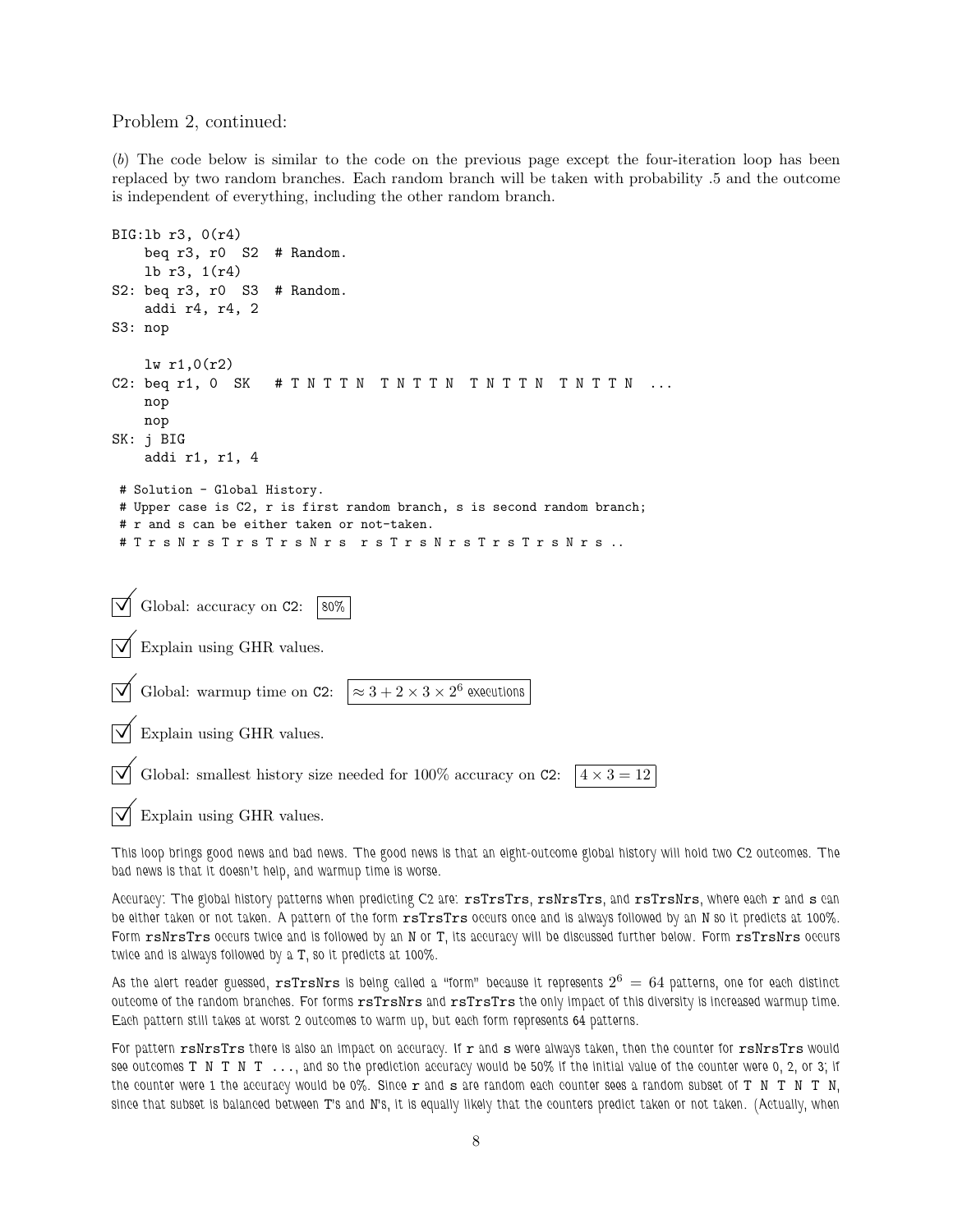Problem 2, continued:

(*b*) The code below is similar to the code on the previous page except the four-iteration loop has been replaced by two random branches. Each random branch will be taken with probability .5 and the outcome is independent of everything, including the other random branch.

```
BIG:lb r3, 0(r4)
    beq r3, r0  S2  # Random.
    lb r3, 1(r4)
S2: beq r3, r0  S3  # Random.
    addi r4, r4, 2
S3: nop

    lw r1,0(r2)
C2: beq r1, 0  SK   # T N T T N  T N T T N  T N T T N  T N T T N  ...
    nop
    nop
SK: j BIG
    addi r1, r1, 4

 # Solution - Global History.
 # Upper case is C2, r is first random branch, s is second random branch;
 # r and s can be either taken or not-taken.
 # T r s N r s T r s T r s N r s  r s T r s N r s T r s T r s N r s ..
```

☑ Global: accuracy on C2: 80%

☑ Explain using GHR values.

☑ Global: warmup time on C2: $\approx 3 + 2 \times 3 \times 2^6$ executions

☑ Explain using GHR values.

☑ Global: smallest history size needed for 100% accuracy on C2: $4 \times 3 = 12$

☑ Explain using GHR values.

This loop brings good news and bad news. The good news is that an eight-outcome global history will hold two C2 outcomes. The bad news is that it doesn't help, and warmup time is worse.

Accuracy: The global history patterns when predicting C2 are: rsTrsTrs, rsNrsTrs, and rsTrsNrs, where each r and s can be either taken or not taken. A pattern of the form rsTrsTrs occurs once and is always followed by an N so it predicts at 100%. Form rsNrsTrs occurs twice and is followed by an N or T, its accuracy will be discussed further below. Form rsTrsNrs occurs twice and is always followed by a T, so it predicts at 100%.

As the alert reader guessed, rsTrsNrs is being called a "form" because it represents $2^6 = 64$ patterns, one for each distinct outcome of the random branches. For forms rsTrsNrs and rsTrsTrs the only impact of this diversity is increased warmup time. Each pattern still takes at worst 2 outcomes to warm up, but each form represents 64 patterns.

For pattern rsNrsTrs there is also an impact on accuracy. If r and s were always taken, then the counter for rsNrsTrs would see outcomes T N T N T ..., and so the prediction accuracy would be 50% if the initial value of the counter were 0, 2, or 3; if the counter were 1 the accuracy would be 0%. Since r and s are random each counter sees a random subset of T N T N T N, since that subset is balanced between T's and N's, it is equally likely that the counters predict taken or not taken. (Actually, when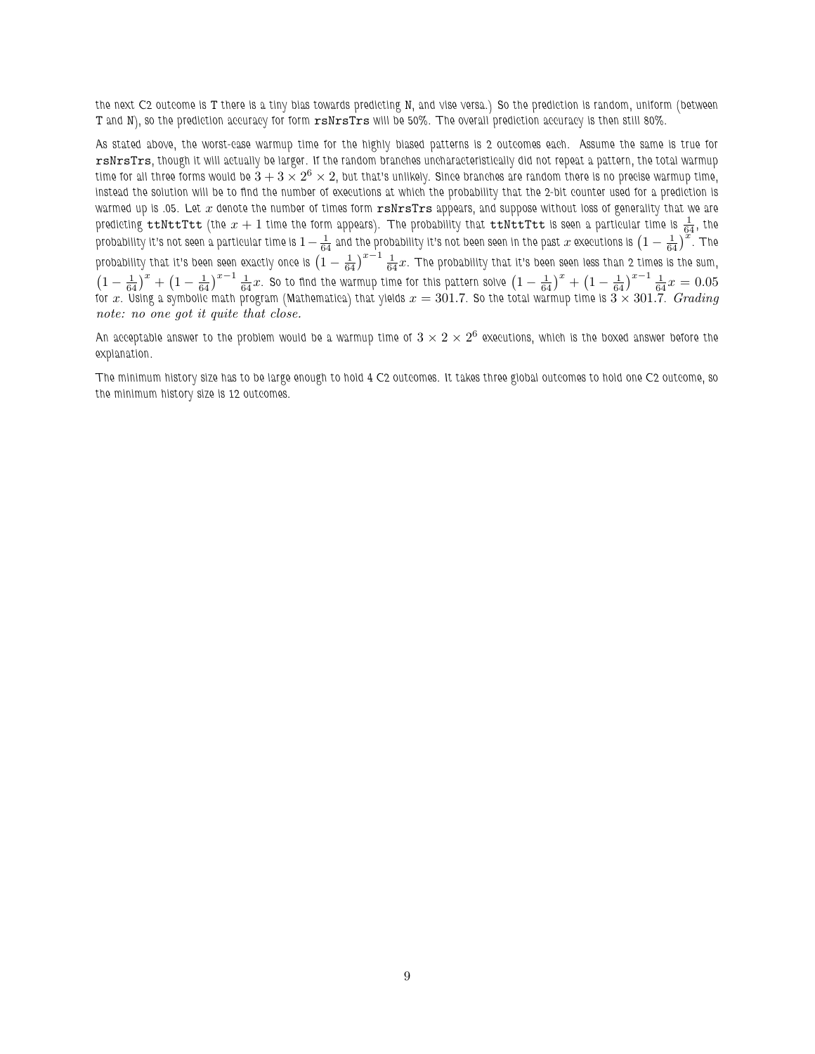the next C2 outcome is T there is a tiny bias towards predicting N, and vise versa.) So the prediction is random, uniform (between T and N), so the prediction accuracy for form `rsNrsTrs` will be 50%. The overall prediction accuracy is then still 80%.

As stated above, the worst-case warmup time for the highly biased patterns is 2 outcomes each. Assume the same is true for `rsNrsTrs`, though it will actually be larger. If the random branches uncharacteristically did not repeat a pattern, the total warmup time for all three forms would be $3 + 3 \times 2^6 \times 2$, but that's unlikely. Since branches are random there is no precise warmup time, instead the solution will be to find the number of executions at which the probability that the 2-bit counter used for a prediction is warmed up is .05. Let $x$ denote the number of times form `rsNrsTrs` appears, and suppose without loss of generality that we are predicting `ttNttTtt` (the $x+1$ time the form appears). The probability that `ttNttTtt` is seen a particular time is $\frac{1}{64}$, the probability it's not seen a particular time is $1 - \frac{1}{64}$ and the probability it's not been seen in the past $x$ executions is $\left(1 - \frac{1}{64}\right)^x$. The probability that it's been seen exactly once is $\left(1 - \frac{1}{64}\right)^{x-1} \frac{1}{64} x$. The probability that it's been seen less than 2 times is the sum, $\left(1 - \frac{1}{64}\right)^x + \left(1 - \frac{1}{64}\right)^{x-1} \frac{1}{64} x$. So to find the warmup time for this pattern solve $\left(1 - \frac{1}{64}\right)^x + \left(1 - \frac{1}{64}\right)^{x-1} \frac{1}{64} x = 0.05$ for $x$. Using a symbolic math program (Mathematica) that yields $x = 301.7$. So the total warmup time is $3 \times 301.7$. *Grading note: no one got it quite that close.*

An acceptable answer to the problem would be a warmup time of $3 \times 2 \times 2^6$ executions, which is the boxed answer before the explanation.

The minimum history size has to be large enough to hold 4 C2 outcomes. It takes three global outcomes to hold one C2 outcome, so the minimum history size is 12 outcomes.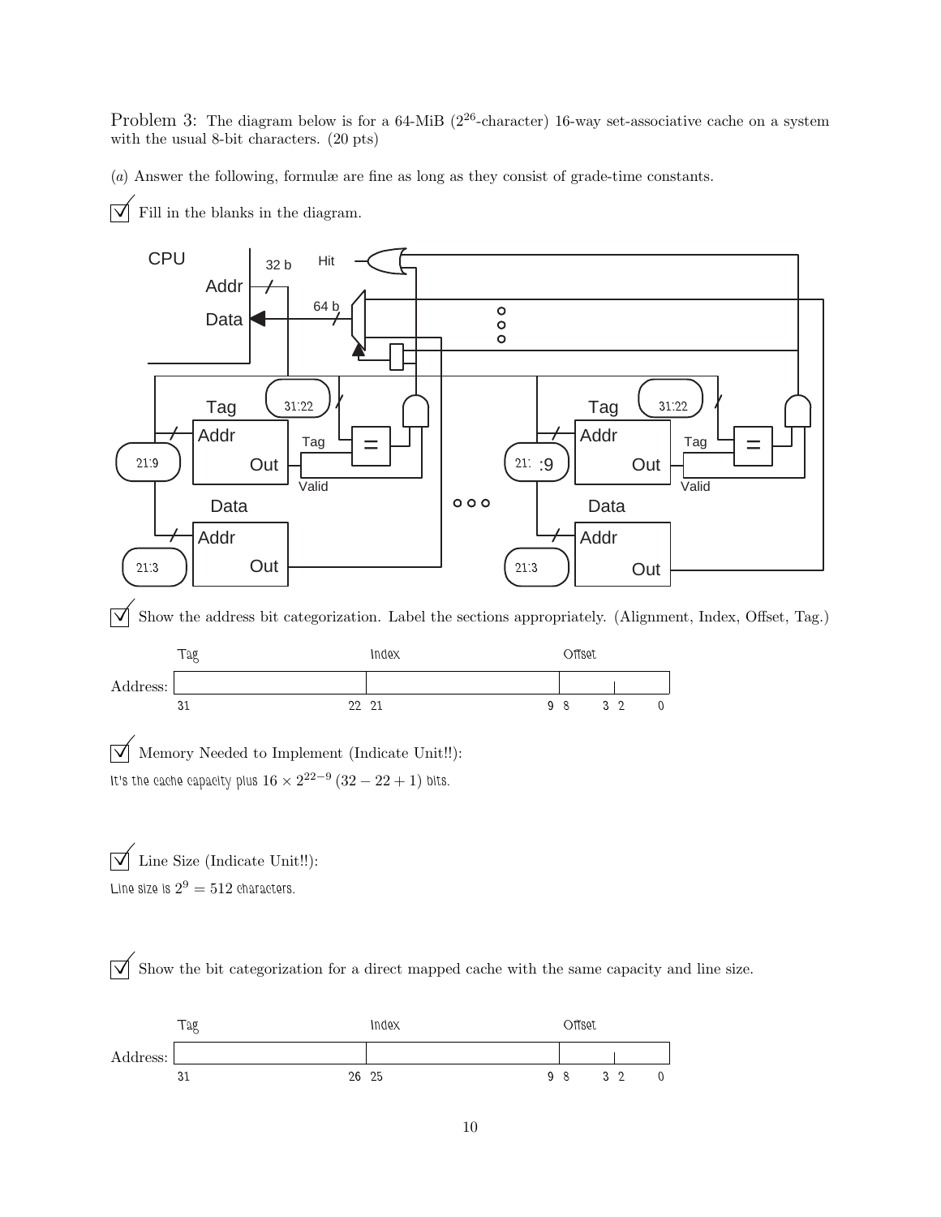Problem 3: The diagram below is for a 64-MiB ($2^{26}$-character) 16-way set-associative cache on a system with the usual 8-bit characters. (20 pts)

(*a*) Answer the following, formulæ are fine as long as they consist of grade-time constants.

☑ Fill in the blanks in the diagram.

CPU, Addr 32 b, Hit, Data 64 b, Tag 31:22, Addr, Out, Tag, Valid, =, 21:9, Data, Addr, Out, 21:3

☑ Show the address bit categorization. Label the sections appropriately. (Alignment, Index, Offset, Tag.)

| | Tag | Index | Offset | |
|---|---|---|---|---|
| Address: | 31 — 22 | 21 — 9 | 8 — 3 | 2 — 0 |

☑ Memory Needed to Implement (Indicate Unit!!):

It's the cache capacity plus $16 \times 2^{22-9}\,(32-22+1)$ bits.

☑ Line Size (Indicate Unit!!):

Line size is $2^9 = 512$ characters.

☑ Show the bit categorization for a direct mapped cache with the same capacity and line size.

| | Tag | Index | Offset | |
|---|---|---|---|---|
| Address: | 31 — 26 | 25 — 9 | 8 — 3 | 2 — 0 |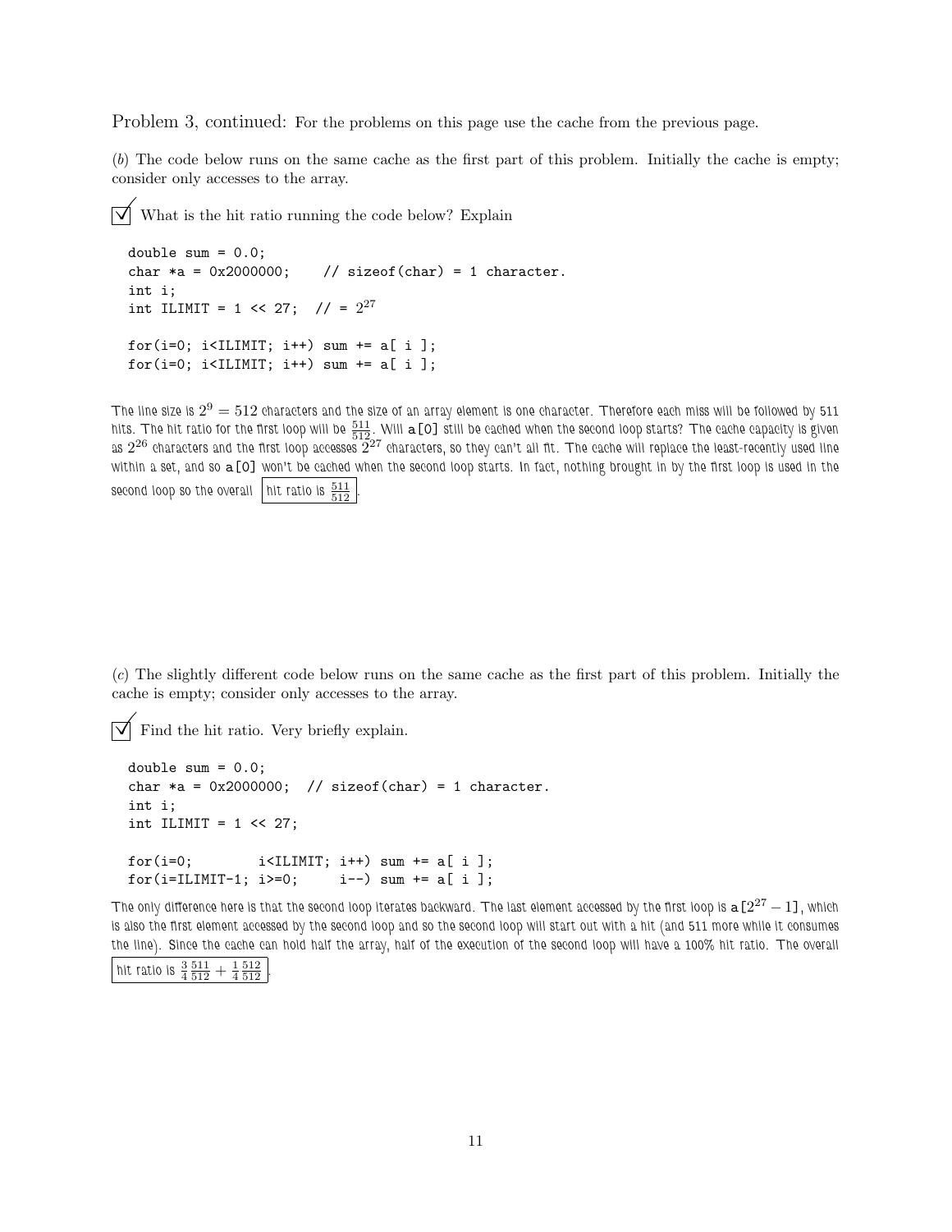Problem 3, continued: For the problems on this page use the cache from the previous page.

(*b*) The code below runs on the same cache as the first part of this problem. Initially the cache is empty; consider only accesses to the array.

☑ What is the hit ratio running the code below? Explain

```
double sum = 0.0;
char *a = 0x2000000;    // sizeof(char) = 1 character.
int i;
int ILIMIT = 1 << 27;  // = 2^27

for(i=0; i<ILIMIT; i++) sum += a[ i ];
for(i=0; i<ILIMIT; i++) sum += a[ i ];
```

The line size is $2^9 = 512$ characters and the size of an array element is one character. Therefore each miss will be followed by 511 hits. The hit ratio for the first loop will be $\frac{511}{512}$. Will `a[0]` still be cached when the second loop starts? The cache capacity is given as $2^{26}$ characters and the first loop accesses $2^{27}$ characters, so they can't all fit. The cache will replace the least-recently used line within a set, and so `a[0]` won't be cached when the second loop starts. In fact, nothing brought in by the first loop is used in the second loop so the overall **hit ratio is $\frac{511}{512}$**.

(*c*) The slightly different code below runs on the same cache as the first part of this problem. Initially the cache is empty; consider only accesses to the array.

☑ Find the hit ratio. Very briefly explain.

```
double sum = 0.0;
char *a = 0x2000000;  // sizeof(char) = 1 character.
int i;
int ILIMIT = 1 << 27;

for(i=0;        i<ILIMIT; i++) sum += a[ i ];
for(i=ILIMIT-1; i>=0;     i--) sum += a[ i ];
```

The only difference here is that the second loop iterates backward. The last element accessed by the first loop is `a[`$2^{27} - 1$`]`, which is also the first element accessed by the second loop and so the second loop will start out with a hit (and 511 more while it consumes the line). Since the cache can hold half the array, half of the execution of the second loop will have a 100% hit ratio. The overall **hit ratio is $\frac{3}{4}\frac{511}{512} + \frac{1}{4}\frac{512}{512}$**.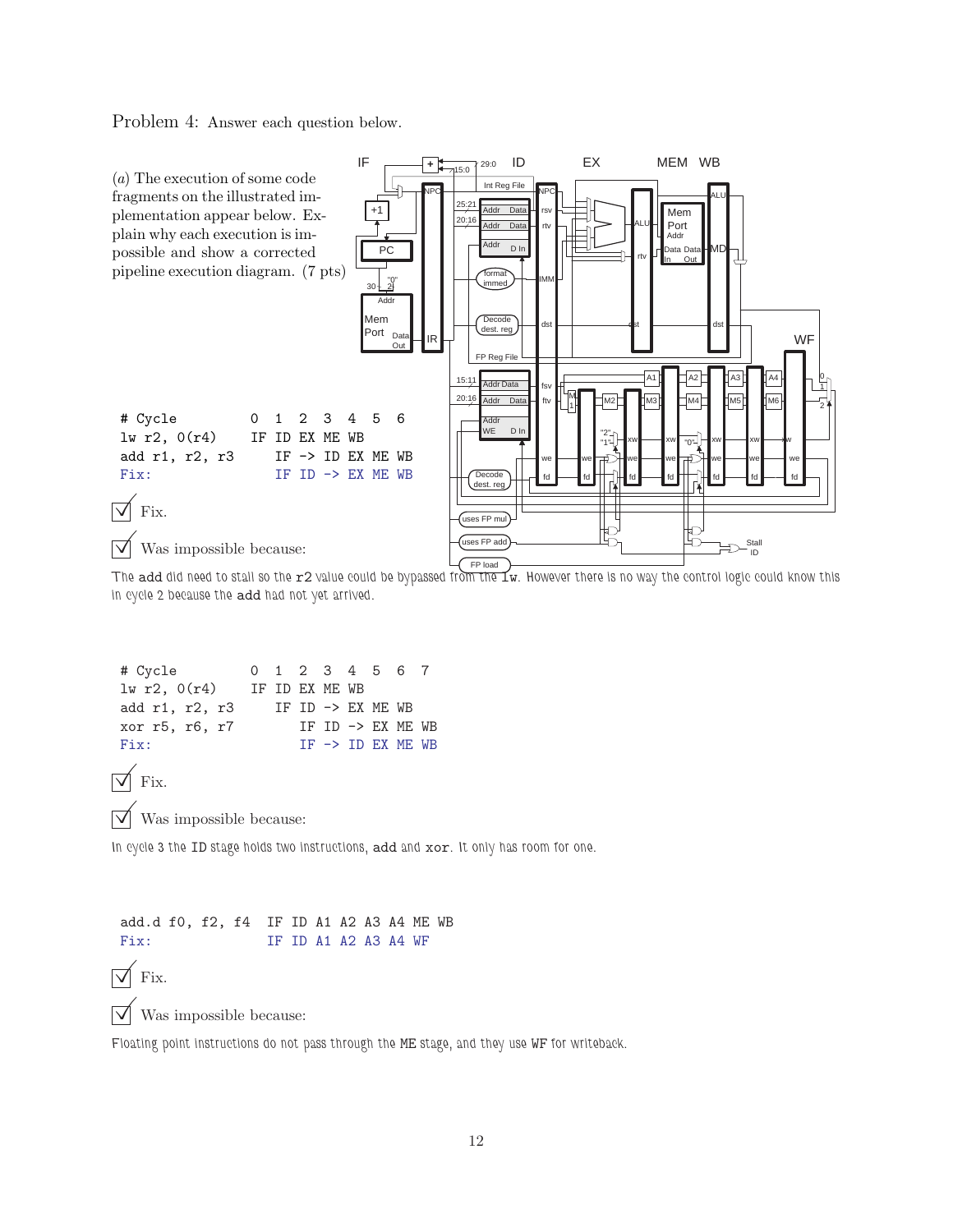Problem 4: Answer each question below.

(*a*) The execution of some code fragments on the illustrated implementation appear below. Explain why each execution is impossible and show a corrected pipeline execution diagram. (7 pts)

```
# Cycle         0  1  2  3  4  5  6
lw r2, 0(r4)    IF ID EX ME WB
add r1, r2, r3     IF -> ID EX ME WB
Fix:               IF ID -> EX ME WB
```

☑ Fix.

☑ Was impossible because:

The add did need to stall so the r2 value could be bypassed from the lw. However there is no way the control logic could know this in cycle 2 because the add had not yet arrived.

```
# Cycle         0  1  2  3  4  5  6  7
lw r2, 0(r4)    IF ID EX ME WB
add r1, r2, r3     IF ID -> EX ME WB
xor r5, r6, r7        IF ID -> EX ME WB
Fix:                  IF -> ID EX ME WB
```

☑ Fix.

☑ Was impossible because:

In cycle 3 the ID stage holds two instructions, add and xor. It only has room for one.

```
add.d f0, f2, f4  IF ID A1 A2 A3 A4 ME WB
Fix:              IF ID A1 A2 A3 A4 WF
```

☑ Fix.

☑ Was impossible because:

Floating point instructions do not pass through the ME stage, and they use WF for writeback.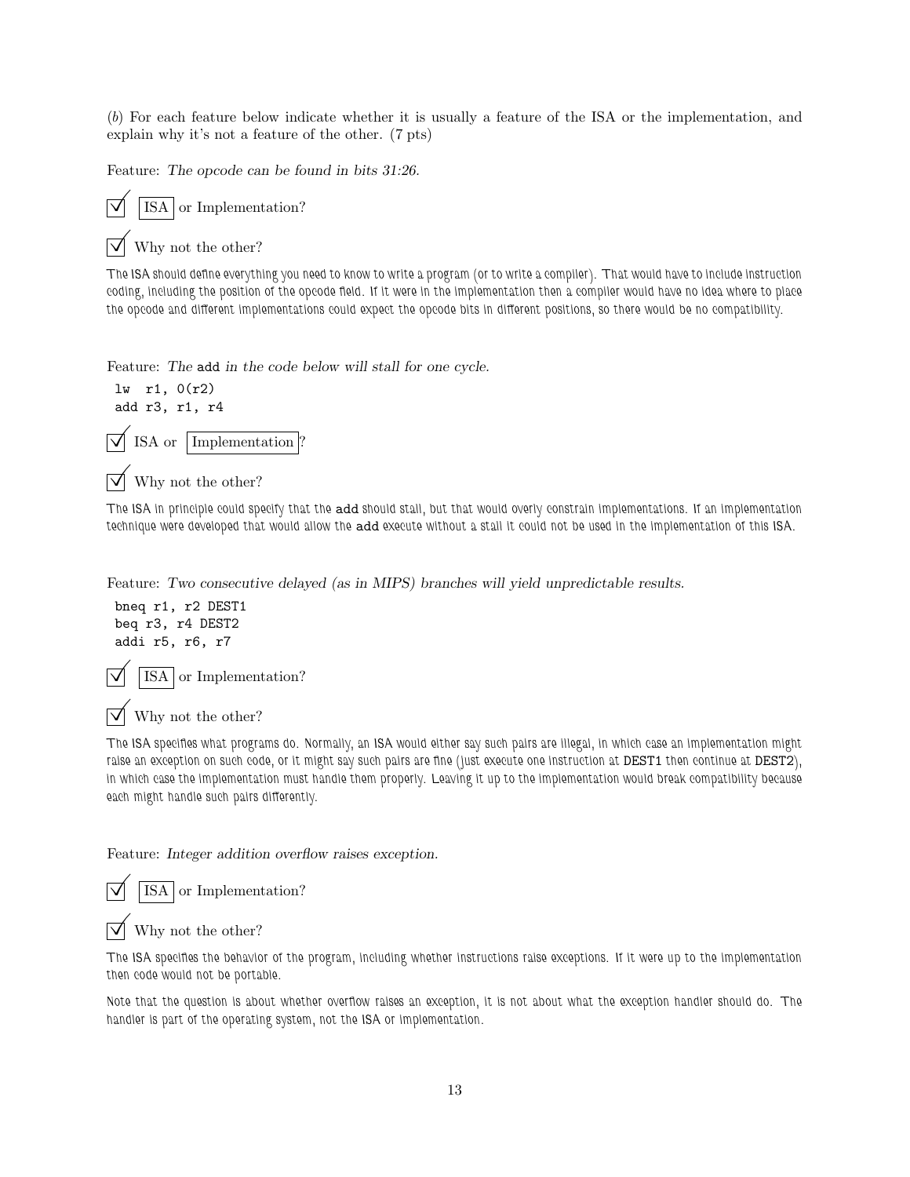(*b*) For each feature below indicate whether it is usually a feature of the ISA or the implementation, and explain why it's not a feature of the other. (7 pts)

Feature: *The opcode can be found in bits 31:26.*

☑ **ISA** or Implementation?

☑ Why not the other?

The ISA should define everything you need to know to write a program (or to write a compiler). That would have to include instruction coding, including the position of the opcode field. If it were in the implementation then a compiler would have no idea where to place the opcode and different implementations could expect the opcode bits in different positions, so there would be no compatibility.

Feature: *The* `add` *in the code below will stall for one cycle.*

```
lw  r1, 0(r2)
add r3, r1, r4
```

☑ ISA or **Implementation**?

☑ Why not the other?

The ISA in principle could specify that the `add` should stall, but that would overly constrain implementations. If an implementation technique were developed that would allow the `add` execute without a stall it could not be used in the implementation of this ISA.

Feature: *Two consecutive delayed (as in MIPS) branches will yield unpredictable results.*

```
bneq r1, r2 DEST1
beq r3, r4 DEST2
addi r5, r6, r7
```

☑ **ISA** or Implementation?

☑ Why not the other?

The ISA specifies what programs do. Normally, an ISA would either say such pairs are illegal, in which case an implementation might raise an exception on such code, or it might say such pairs are fine (just execute one instruction at DEST1 then continue at DEST2), in which case the implementation must handle them properly. Leaving it up to the implementation would break compatibility because each might handle such pairs differently.

Feature: *Integer addition overflow raises exception.*

☑ **ISA** or Implementation?

☑ Why not the other?

The ISA specifies the behavior of the program, including whether instructions raise exceptions. If it were up to the implementation then code would not be portable.

Note that the question is about whether overflow raises an exception, it is not about what the exception handler should do. The handler is part of the operating system, not the ISA or implementation.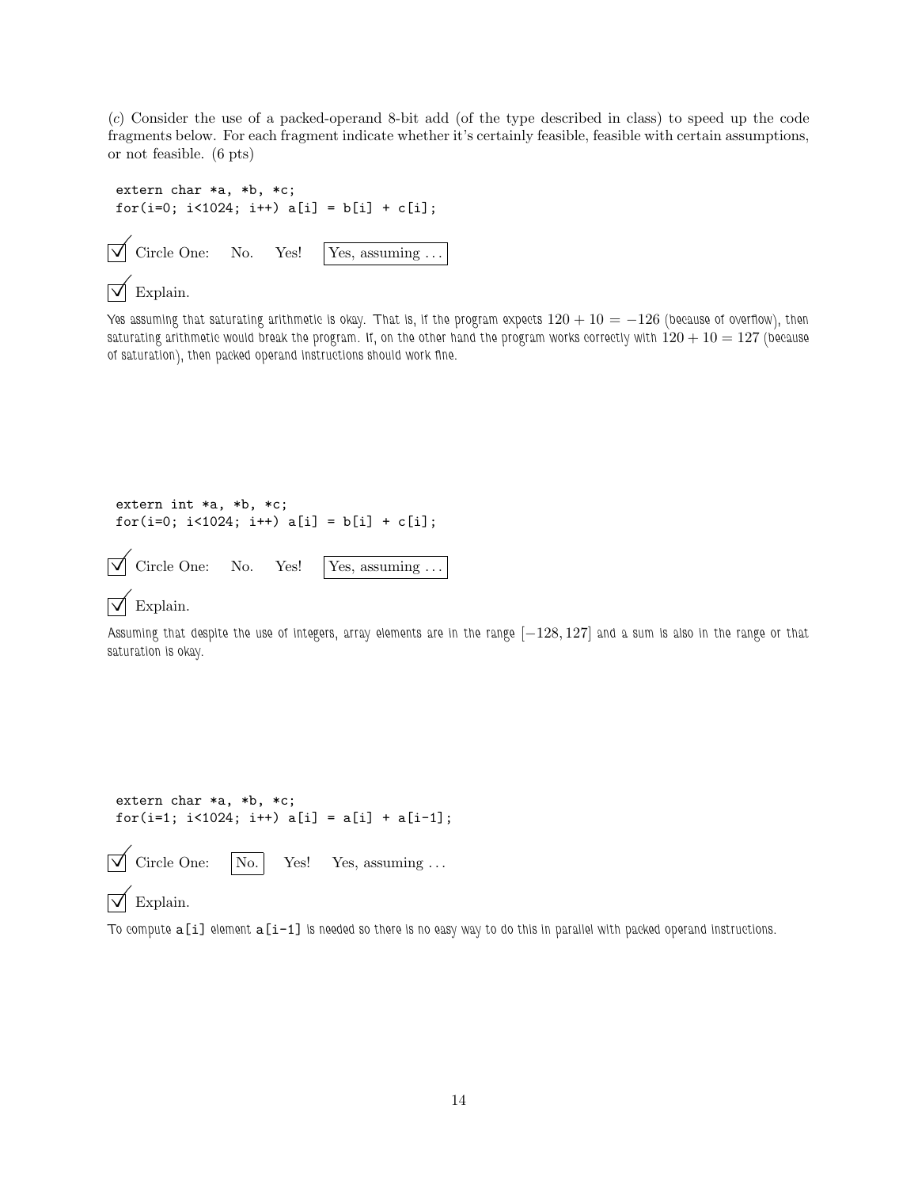(*c*) Consider the use of a packed-operand 8-bit add (of the type described in class) to speed up the code fragments below. For each fragment indicate whether it's certainly feasible, feasible with certain assumptions, or not feasible. (6 pts)

```
extern char *a, *b, *c;
for(i=0; i<1024; i++) a[i] = b[i] + c[i];
```

☑ Circle One: No. Yes! **[Yes, assuming ...]**

☑ Explain.

Yes assuming that saturating arithmetic is okay. That is, if the program expects $120 + 10 = -126$ (because of overflow), then saturating arithmetic would break the program. If, on the other hand the program works correctly with $120 + 10 = 127$ (because of saturation), then packed operand instructions should work fine.

```
extern int *a, *b, *c;
for(i=0; i<1024; i++) a[i] = b[i] + c[i];
```

☑ Circle One: No. Yes! **[Yes, assuming ...]**

☑ Explain.

Assuming that despite the use of integers, array elements are in the range $[-128, 127]$ and a sum is also in the range or that saturation is okay.

```
extern char *a, *b, *c;
for(i=1; i<1024; i++) a[i] = a[i] + a[i-1];
```

☑ Circle One: **[No.]** Yes! Yes, assuming ...

☑ Explain.

To compute `a[i]` element `a[i-1]` is needed so there is no easy way to do this in parallel with packed operand instructions.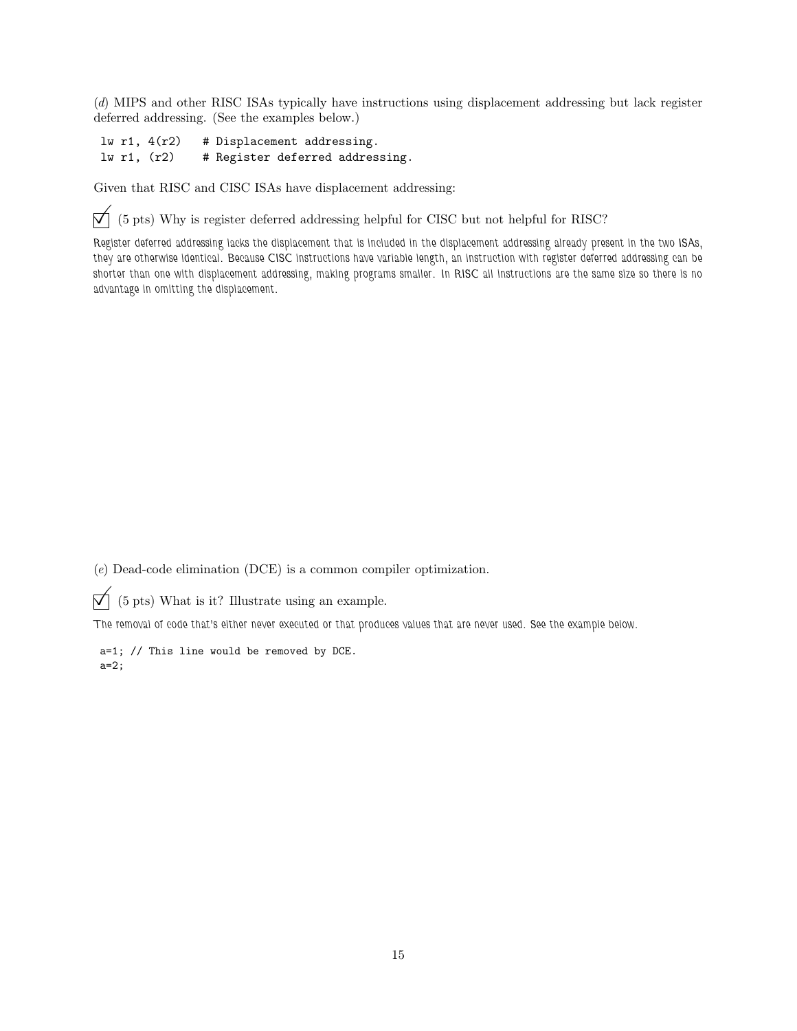(*d*) MIPS and other RISC ISAs typically have instructions using displacement addressing but lack register deferred addressing. (See the examples below.)

```
lw r1, 4(r2)    # Displacement addressing.
lw r1, (r2)     # Register deferred addressing.
```

Given that RISC and CISC ISAs have displacement addressing:

☑ (5 pts) Why is register deferred addressing helpful for CISC but not helpful for RISC?

*Register deferred addressing lacks the displacement that is included in the displacement addressing already present in the two ISAs, they are otherwise identical. Because CISC instructions have variable length, an instruction with register deferred addressing can be shorter than one with displacement addressing, making programs smaller. In RISC all instructions are the same size so there is no advantage in omitting the displacement.*

(*e*) Dead-code elimination (DCE) is a common compiler optimization.

☑ (5 pts) What is it? Illustrate using an example.

*The removal of code that's either never executed or that produces values that are never used. See the example below.*

```
a=1; // This line would be removed by DCE.
a=2;
```